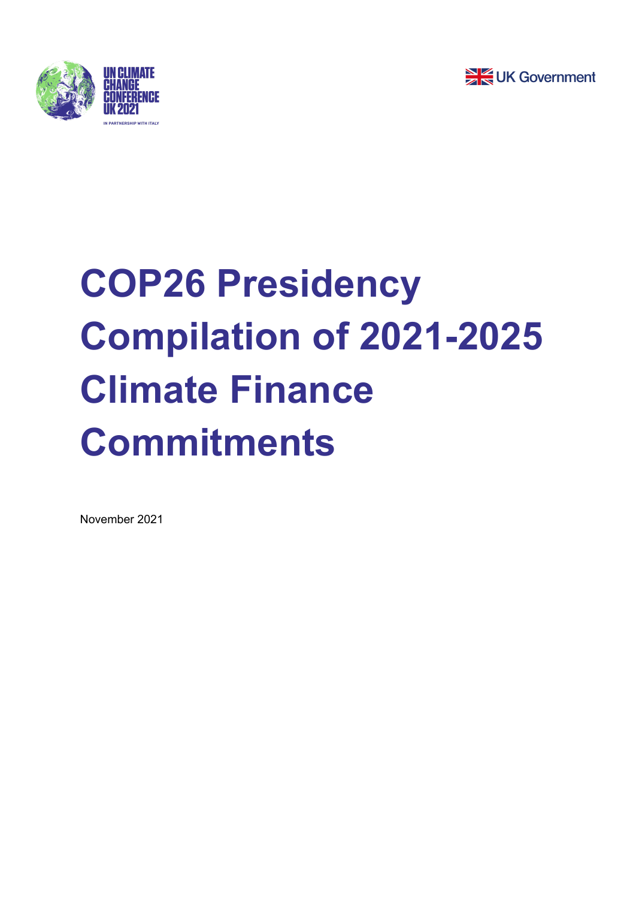UN CLIMATE CHANGE CONFERENCE UK 2021

IN PARTNERSHIP WITH ITALY

UK Government

# COP26 Presidency Compilation of 2021-2025 Climate Finance Commitments

November 2021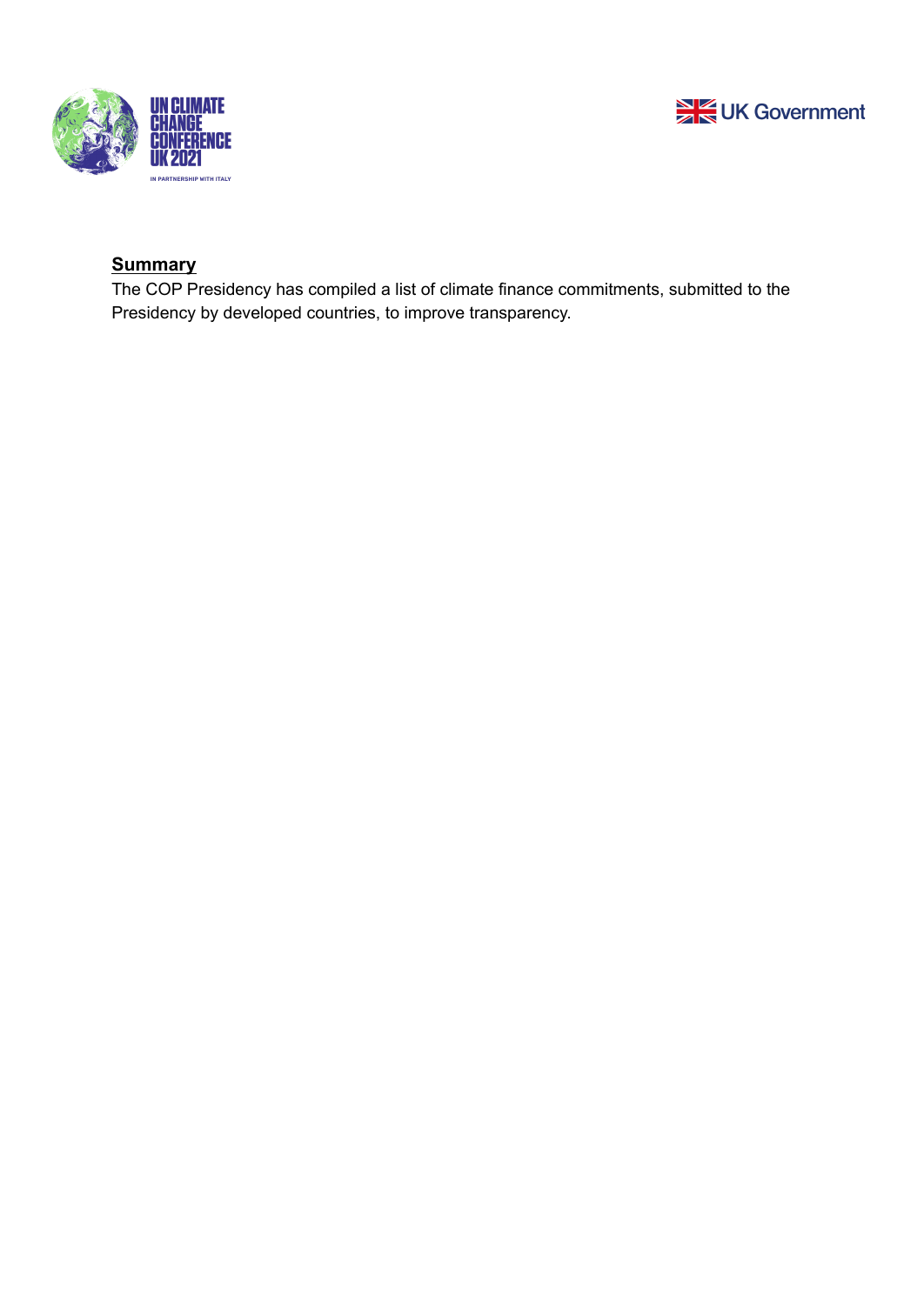## Summary

The COP Presidency has compiled a list of climate finance commitments, submitted to the Presidency by developed countries, to improve transparency.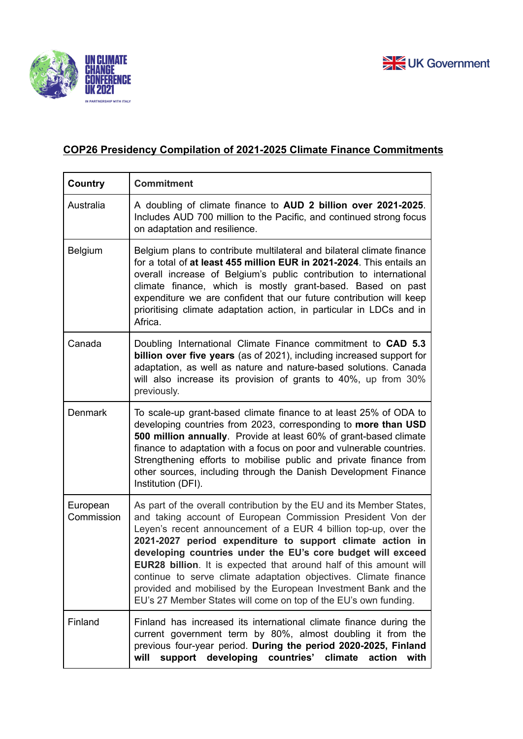**COP26 Presidency Compilation of 2021-2025 Climate Finance Commitments**

| Country | Commitment |
|---|---|
| Australia | A doubling of climate finance to **AUD 2 billion over 2021-2025**. Includes AUD 700 million to the Pacific, and continued strong focus on adaptation and resilience. |
| Belgium | Belgium plans to contribute multilateral and bilateral climate finance for a total of **at least 455 million EUR in 2021-2024**. This entails an overall increase of Belgium's public contribution to international climate finance, which is mostly grant-based. Based on past expenditure we are confident that our future contribution will keep prioritising climate adaptation action, in particular in LDCs and in Africa. |
| Canada | Doubling International Climate Finance commitment to **CAD 5.3 billion over five years** (as of 2021), including increased support for adaptation, as well as nature and nature-based solutions. Canada will also increase its provision of grants to 40%, up from 30% previously. |
| Denmark | To scale-up grant-based climate finance to at least 25% of ODA to developing countries from 2023, corresponding to **more than USD 500 million annually**. Provide at least 60% of grant-based climate finance to adaptation with a focus on poor and vulnerable countries. Strengthening efforts to mobilise public and private finance from other sources, including through the Danish Development Finance Institution (DFI). |
| European Commission | As part of the overall contribution by the EU and its Member States, and taking account of European Commission President Von der Leyen's recent announcement of a EUR 4 billion top-up, over the **2021-2027 period expenditure to support climate action in developing countries under the EU's core budget will exceed EUR28 billion**. It is expected that around half of this amount will continue to serve climate adaptation objectives. Climate finance provided and mobilised by the European Investment Bank and the EU's 27 Member States will come on top of the EU's own funding. |
| Finland | Finland has increased its international climate finance during the current government term by 80%, almost doubling it from the previous four-year period. **During the period 2020-2025, Finland will support developing countries' climate action with** |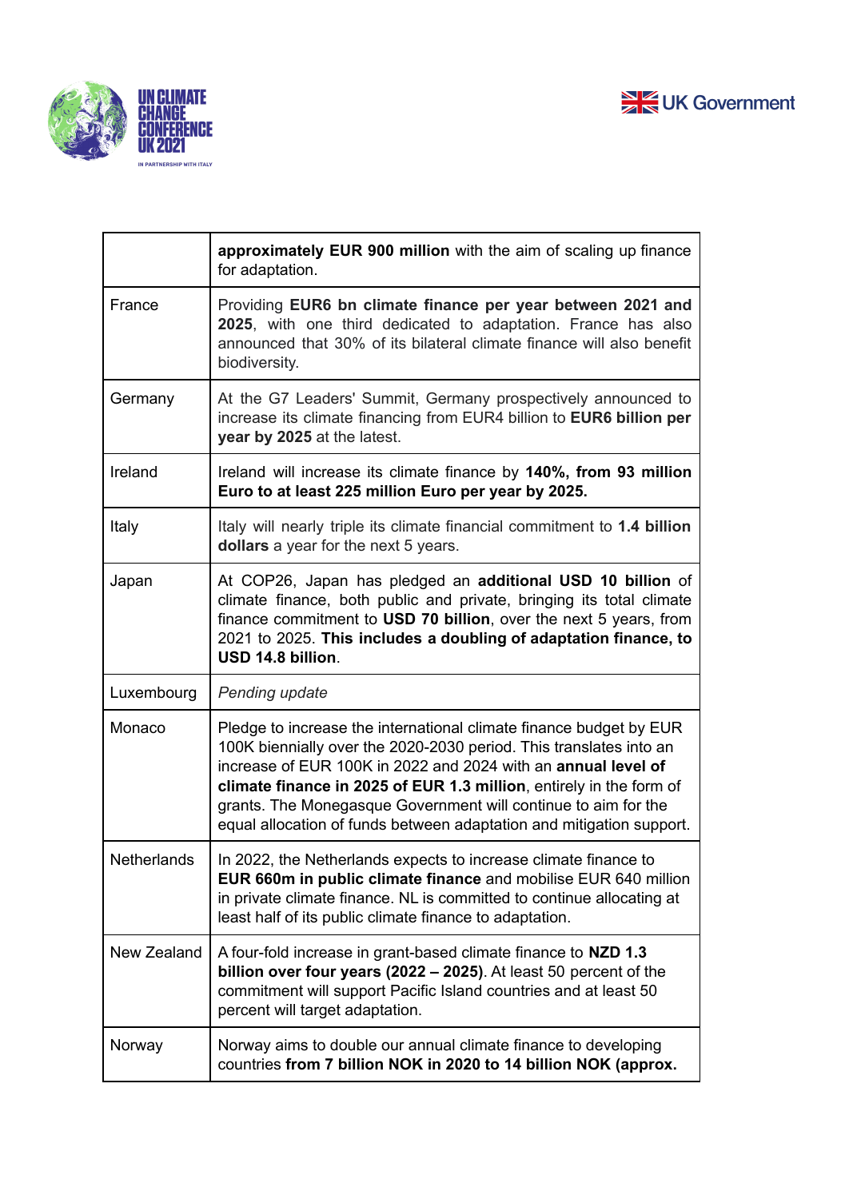| | |
|---|---|
| | **approximately EUR 900 million** with the aim of scaling up finance for adaptation. |
| France | Providing **EUR6 bn climate finance per year between 2021 and 2025**, with one third dedicated to adaptation. France has also announced that 30% of its bilateral climate finance will also benefit biodiversity. |
| Germany | At the G7 Leaders' Summit, Germany prospectively announced to increase its climate financing from EUR4 billion to **EUR6 billion per year by 2025** at the latest. |
| Ireland | Ireland will increase its climate finance by **140%, from 93 million Euro to at least 225 million Euro per year by 2025.** |
| Italy | Italy will nearly triple its climate financial commitment to **1.4 billion dollars** a year for the next 5 years. |
| Japan | At COP26, Japan has pledged an **additional USD 10 billion** of climate finance, both public and private, bringing its total climate finance commitment to **USD 70 billion**, over the next 5 years, from 2021 to 2025. **This includes a doubling of adaptation finance, to USD 14.8 billion**. |
| Luxembourg | *Pending update* |
| Monaco | Pledge to increase the international climate finance budget by EUR 100K biennially over the 2020-2030 period. This translates into an increase of EUR 100K in 2022 and 2024 with an **annual level of climate finance in 2025 of EUR 1.3 million**, entirely in the form of grants. The Monegasque Government will continue to aim for the equal allocation of funds between adaptation and mitigation support. |
| Netherlands | In 2022, the Netherlands expects to increase climate finance to **EUR 660m in public climate finance** and mobilise EUR 640 million in private climate finance. NL is committed to continue allocating at least half of its public climate finance to adaptation. |
| New Zealand | A four-fold increase in grant-based climate finance to **NZD 1.3 billion over four years (2022 – 2025)**. At least 50 percent of the commitment will support Pacific Island countries and at least 50 percent will target adaptation. |
| Norway | Norway aims to double our annual climate finance to developing countries **from 7 billion NOK in 2020 to 14 billion NOK (approx.** |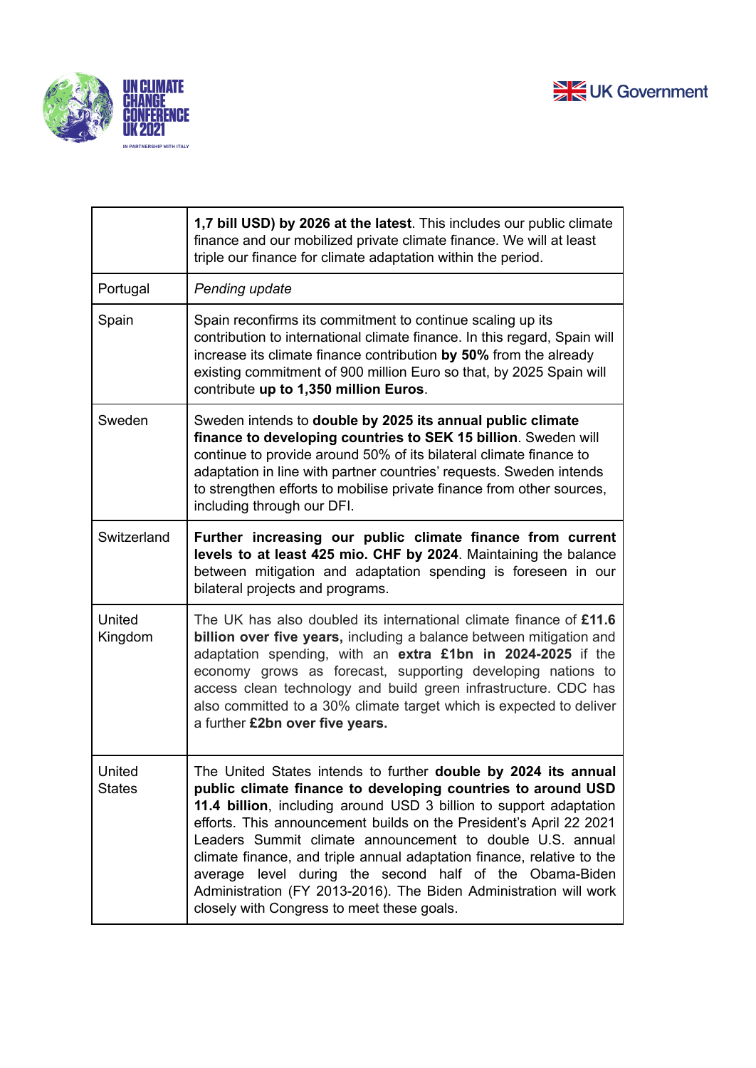| | |
|---|---|
| | **1,7 bill USD) by 2026 at the latest**. This includes our public climate finance and our mobilized private climate finance. We will at least triple our finance for climate adaptation within the period. |
| Portugal | *Pending update* |
| Spain | Spain reconfirms its commitment to continue scaling up its contribution to international climate finance. In this regard, Spain will increase its climate finance contribution **by 50%** from the already existing commitment of 900 million Euro so that, by 2025 Spain will contribute **up to 1,350 million Euros**. |
| Sweden | Sweden intends to **double by 2025 its annual public climate finance to developing countries to SEK 15 billion**. Sweden will continue to provide around 50% of its bilateral climate finance to adaptation in line with partner countries' requests. Sweden intends to strengthen efforts to mobilise private finance from other sources, including through our DFI. |
| Switzerland | **Further increasing our public climate finance from current levels to at least 425 mio. CHF by 2024**. Maintaining the balance between mitigation and adaptation spending is foreseen in our bilateral projects and programs. |
| United Kingdom | The UK has also doubled its international climate finance of **£11.6 billion over five years,** including a balance between mitigation and adaptation spending, with an **extra £1bn in 2024-2025** if the economy grows as forecast, supporting developing nations to access clean technology and build green infrastructure. CDC has also committed to a 30% climate target which is expected to deliver a further **£2bn over five years.** |
| United States | The United States intends to further **double by 2024 its annual public climate finance to developing countries to around USD 11.4 billion**, including around USD 3 billion to support adaptation efforts. This announcement builds on the President's April 22 2021 Leaders Summit climate announcement to double U.S. annual climate finance, and triple annual adaptation finance, relative to the average level during the second half of the Obama-Biden Administration (FY 2013-2016). The Biden Administration will work closely with Congress to meet these goals. |